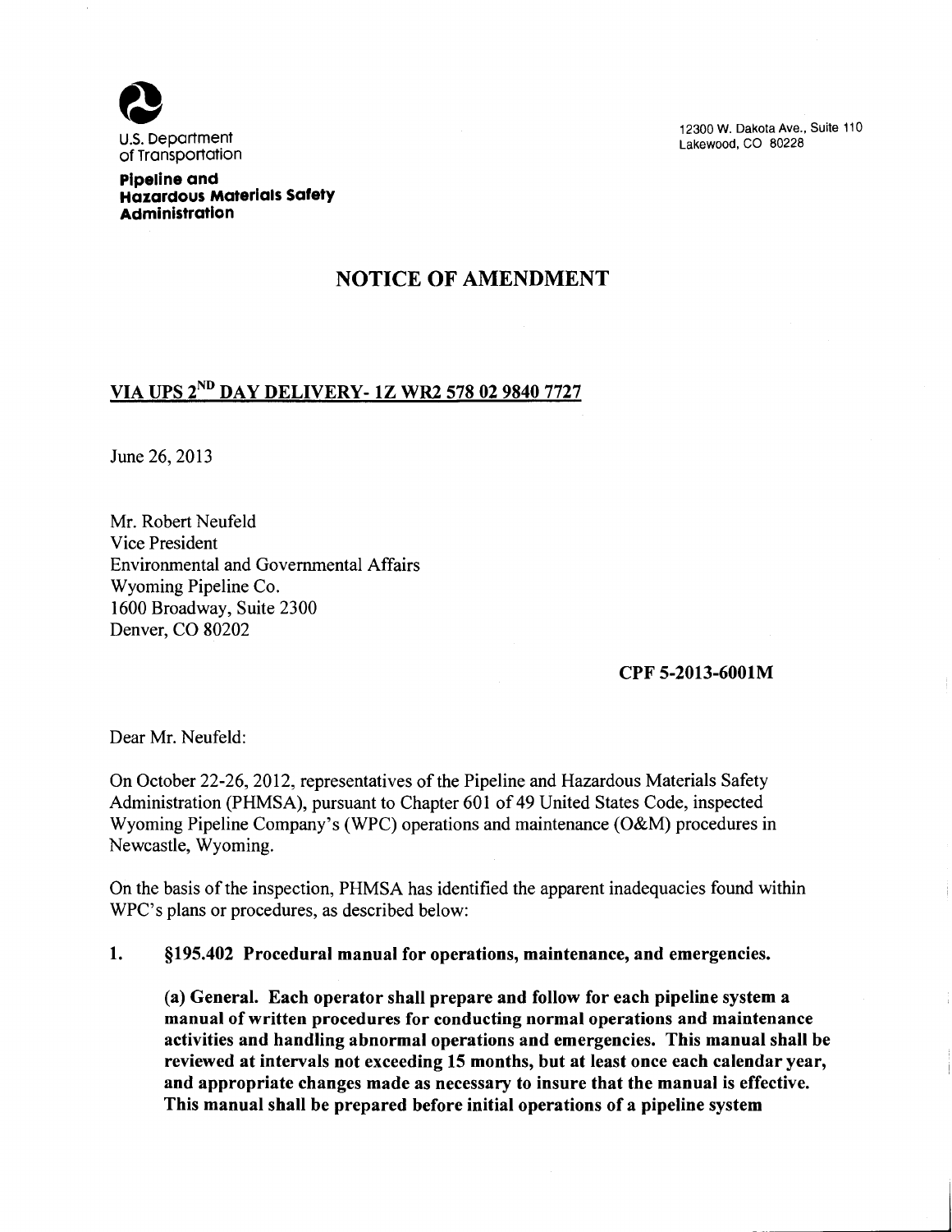U.S. Department of Transportation

**Pipeline and Hazardous Materials Safety Administration**

12300 W. Dakota Ave., Suite 110
Lakewood, CO 80228

# NOTICE OF AMENDMENT

**VIA UPS 2ND DAY DELIVERY- 1Z WR2 578 02 9840 7727**

June 26, 2013

Mr. Robert Neufeld
Vice President
Environmental and Governmental Affairs
Wyoming Pipeline Co.
1600 Broadway, Suite 2300
Denver, CO 80202

**CPF 5-2013-6001M**

Dear Mr. Neufeld:

On October 22-26, 2012, representatives of the Pipeline and Hazardous Materials Safety Administration (PHMSA), pursuant to Chapter 601 of 49 United States Code, inspected Wyoming Pipeline Company's (WPC) operations and maintenance (O&M) procedures in Newcastle, Wyoming.

On the basis of the inspection, PHMSA has identified the apparent inadequacies found within WPC's plans or procedures, as described below:

1. **§195.402 Procedural manual for operations, maintenance, and emergencies.**

   **(a) General. Each operator shall prepare and follow for each pipeline system a manual of written procedures for conducting normal operations and maintenance activities and handling abnormal operations and emergencies. This manual shall be reviewed at intervals not exceeding 15 months, but at least once each calendar year, and appropriate changes made as necessary to insure that the manual is effective. This manual shall be prepared before initial operations of a pipeline system**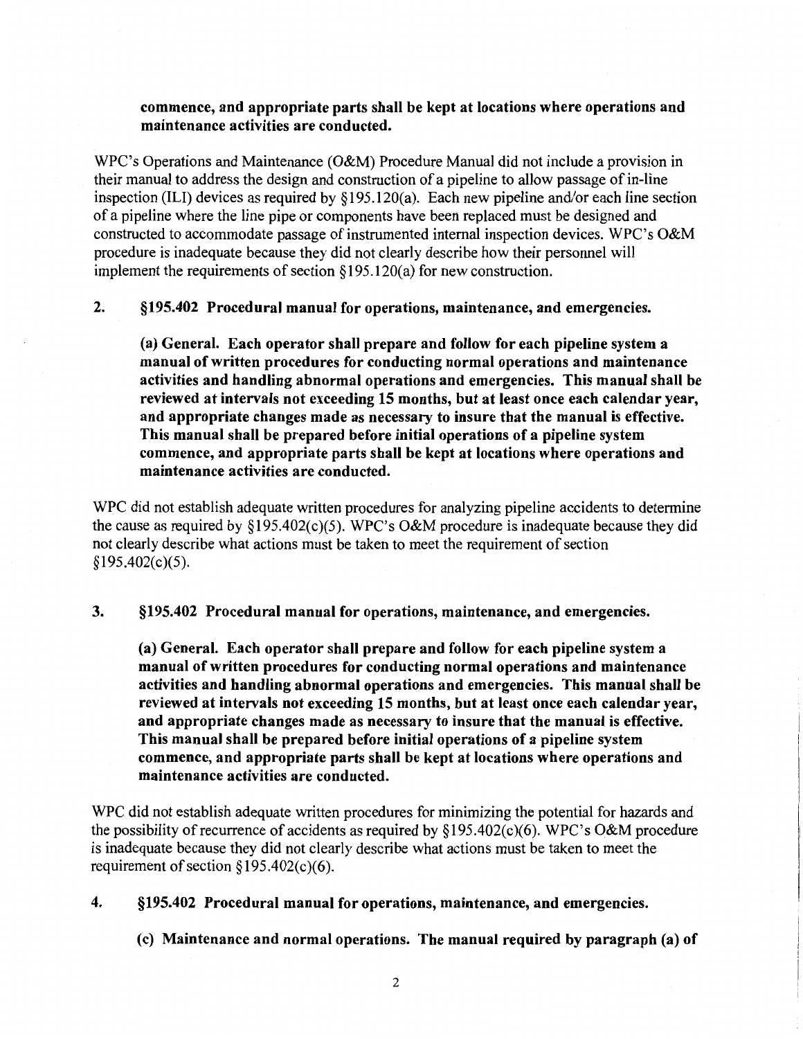**commence, and appropriate parts shall be kept at locations where operations and maintenance activities are conducted.**

WPC's Operations and Maintenance (O&M) Procedure Manual did not include a provision in their manual to address the design and construction of a pipeline to allow passage of in-line inspection (ILI) devices as required by §195.120(a). Each new pipeline and/or each line section of a pipeline where the line pipe or components have been replaced must be designed and constructed to accommodate passage of instrumented internal inspection devices. WPC's O&M procedure is inadequate because they did not clearly describe how their personnel will implement the requirements of section §195.120(a) for new construction.

**2. §195.402 Procedural manual for operations, maintenance, and emergencies.**

**(a) General. Each operator shall prepare and follow for each pipeline system a manual of written procedures for conducting normal operations and maintenance activities and handling abnormal operations and emergencies. This manual shall be reviewed at intervals not exceeding 15 months, but at least once each calendar year, and appropriate changes made as necessary to insure that the manual is effective. This manual shall be prepared before initial operations of a pipeline system commence, and appropriate parts shall be kept at locations where operations and maintenance activities are conducted.**

WPC did not establish adequate written procedures for analyzing pipeline accidents to determine the cause as required by §195.402(c)(5). WPC's O&M procedure is inadequate because they did not clearly describe what actions must be taken to meet the requirement of section §195.402(c)(5).

**3. §195.402 Procedural manual for operations, maintenance, and emergencies.**

**(a) General. Each operator shall prepare and follow for each pipeline system a manual of written procedures for conducting normal operations and maintenance activities and handling abnormal operations and emergencies. This manual shall be reviewed at intervals not exceeding 15 months, but at least once each calendar year, and appropriate changes made as necessary to insure that the manual is effective. This manual shall be prepared before initial operations of a pipeline system commence, and appropriate parts shall be kept at locations where operations and maintenance activities are conducted.**

WPC did not establish adequate written procedures for minimizing the potential for hazards and the possibility of recurrence of accidents as required by §195.402(c)(6). WPC's O&M procedure is inadequate because they did not clearly describe what actions must be taken to meet the requirement of section §195.402(c)(6).

**4. §195.402 Procedural manual for operations, maintenance, and emergencies.**

**(c) Maintenance and normal operations. The manual required by paragraph (a) of**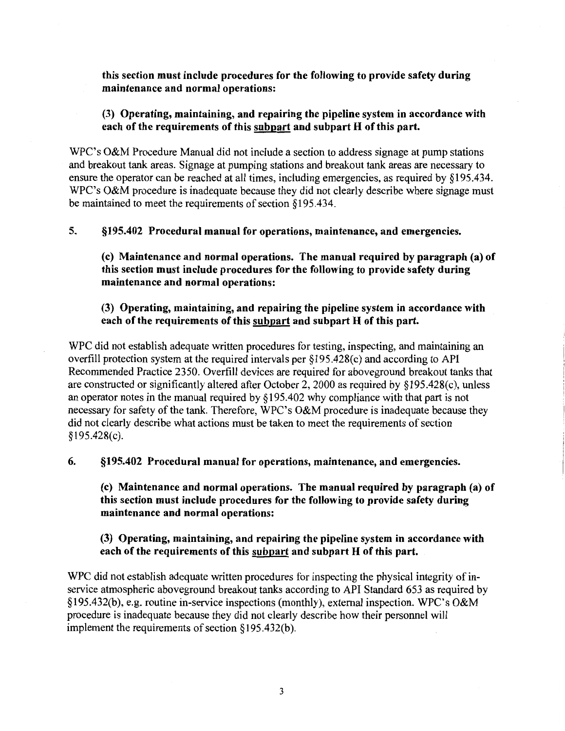**this section must include procedures for the following to provide safety during maintenance and normal operations:**

**(3) Operating, maintaining, and repairing the pipeline system in accordance with each of the requirements of this <u>subpart</u> and subpart H of this part.**

WPC's O&M Procedure Manual did not include a section to address signage at pump stations and breakout tank areas. Signage at pumping stations and breakout tank areas are necessary to ensure the operator can be reached at all times, including emergencies, as required by §195.434. WPC's O&M procedure is inadequate because they did not clearly describe where signage must be maintained to meet the requirements of section §195.434.

**5. §195.402 Procedural manual for operations, maintenance, and emergencies.**

**(c) Maintenance and normal operations. The manual required by paragraph (a) of this section must include procedures for the following to provide safety during maintenance and normal operations:**

**(3) Operating, maintaining, and repairing the pipeline system in accordance with each of the requirements of this <u>subpart</u> and subpart H of this part.**

WPC did not establish adequate written procedures for testing, inspecting, and maintaining an overfill protection system at the required intervals per §195.428(c) and according to API Recommended Practice 2350. Overfill devices are required for aboveground breakout tanks that are constructed or significantly altered after October 2, 2000 as required by §195.428(c), unless an operator notes in the manual required by §195.402 why compliance with that part is not necessary for safety of the tank. Therefore, WPC's O&M procedure is inadequate because they did not clearly describe what actions must be taken to meet the requirements of section §195.428(c).

**6. §195.402 Procedural manual for operations, maintenance, and emergencies.**

**(c) Maintenance and normal operations. The manual required by paragraph (a) of this section must include procedures for the following to provide safety during maintenance and normal operations:**

**(3) Operating, maintaining, and repairing the pipeline system in accordance with each of the requirements of this <u>subpart</u> and subpart H of this part.**

WPC did not establish adequate written procedures for inspecting the physical integrity of in-service atmospheric aboveground breakout tanks according to API Standard 653 as required by §195.432(b), e.g. routine in-service inspections (monthly), external inspection. WPC's O&M procedure is inadequate because they did not clearly describe how their personnel will implement the requirements of section §195.432(b).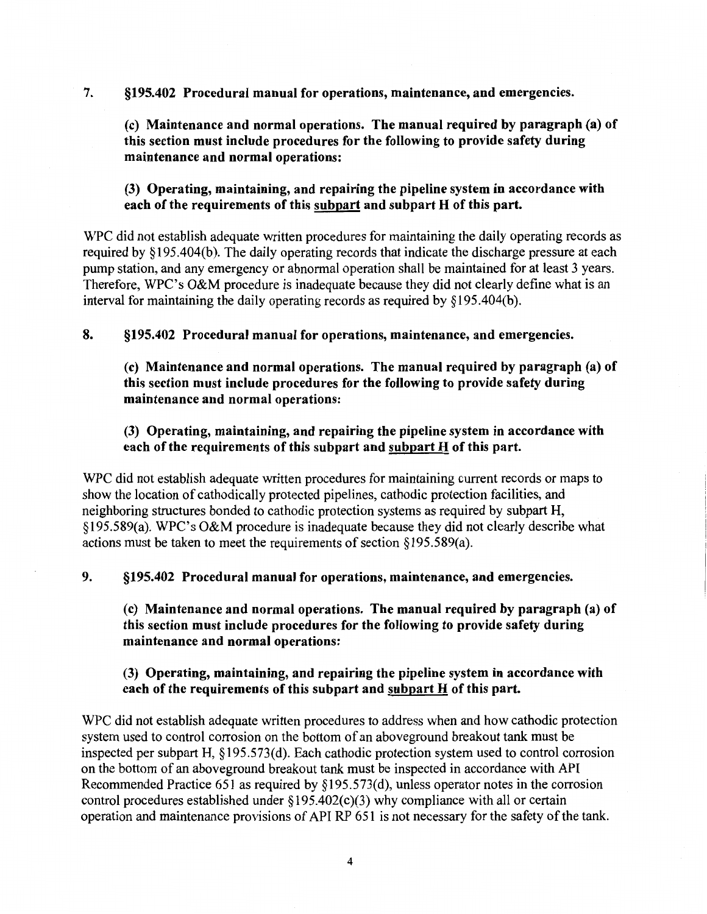7. **§195.402 Procedural manual for operations, maintenance, and emergencies.**

   **(c) Maintenance and normal operations. The manual required by paragraph (a) of this section must include procedures for the following to provide safety during maintenance and normal operations:**

   **(3) Operating, maintaining, and repairing the pipeline system in accordance with each of the requirements of this <u>subpart</u> and subpart H of this part.**

WPC did not establish adequate written procedures for maintaining the daily operating records as required by §195.404(b). The daily operating records that indicate the discharge pressure at each pump station, and any emergency or abnormal operation shall be maintained for at least 3 years. Therefore, WPC's O&M procedure is inadequate because they did not clearly define what is an interval for maintaining the daily operating records as required by §195.404(b).

8. **§195.402 Procedural manual for operations, maintenance, and emergencies.**

   **(c) Maintenance and normal operations. The manual required by paragraph (a) of this section must include procedures for the following to provide safety during maintenance and normal operations:**

   **(3) Operating, maintaining, and repairing the pipeline system in accordance with each of the requirements of this subpart and <u>subpart H</u> of this part.**

WPC did not establish adequate written procedures for maintaining current records or maps to show the location of cathodically protected pipelines, cathodic protection facilities, and neighboring structures bonded to cathodic protection systems as required by subpart H, §195.589(a). WPC's O&M procedure is inadequate because they did not clearly describe what actions must be taken to meet the requirements of section §195.589(a).

9. **§195.402 Procedural manual for operations, maintenance, and emergencies.**

   **(c) Maintenance and normal operations. The manual required by paragraph (a) of this section must include procedures for the following to provide safety during maintenance and normal operations:**

   **(3) Operating, maintaining, and repairing the pipeline system in accordance with each of the requirements of this subpart and <u>subpart H</u> of this part.**

WPC did not establish adequate written procedures to address when and how cathodic protection system used to control corrosion on the bottom of an aboveground breakout tank must be inspected per subpart H, §195.573(d). Each cathodic protection system used to control corrosion on the bottom of an aboveground breakout tank must be inspected in accordance with API Recommended Practice 651 as required by §195.573(d), unless operator notes in the corrosion control procedures established under §195.402(c)(3) why compliance with all or certain operation and maintenance provisions of API RP 651 is not necessary for the safety of the tank.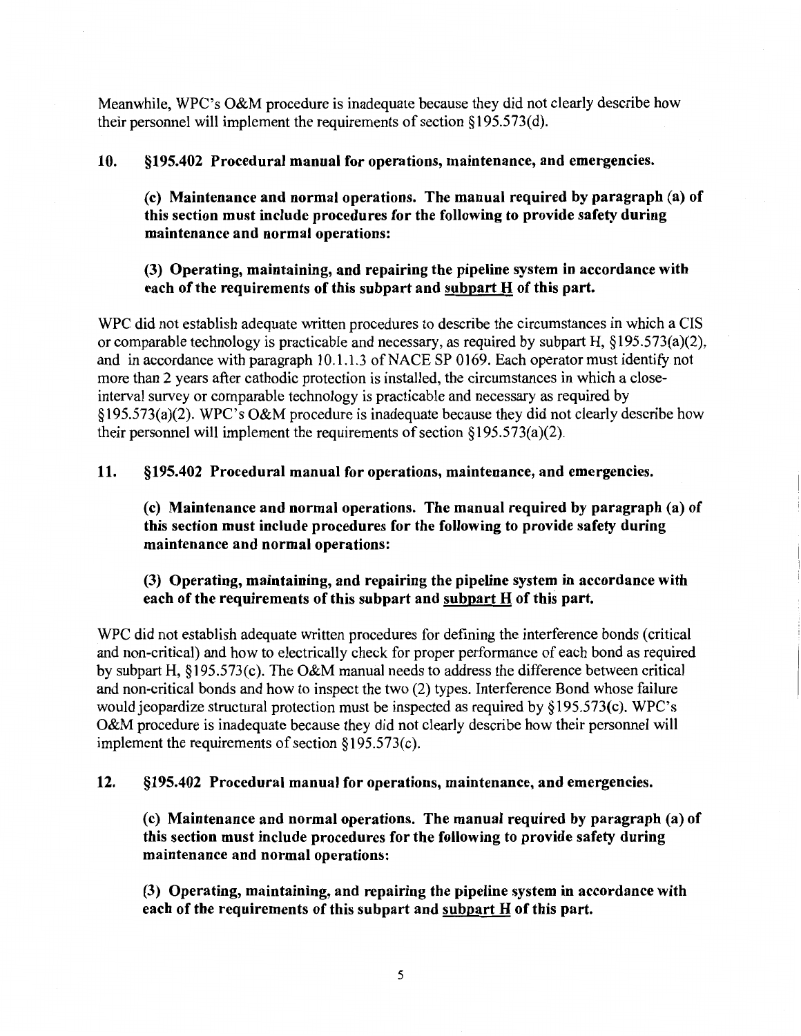Meanwhile, WPC's O&M procedure is inadequate because they did not clearly describe how their personnel will implement the requirements of section §195.573(d).

**10. §195.402 Procedural manual for operations, maintenance, and emergencies.**

> **(c) Maintenance and normal operations. The manual required by paragraph (a) of this section must include procedures for the following to provide safety during maintenance and normal operations:**
>
> **(3) Operating, maintaining, and repairing the pipeline system in accordance with each of the requirements of this subpart and <u>subpart H</u> of this part.**

WPC did not establish adequate written procedures to describe the circumstances in which a CIS or comparable technology is practicable and necessary, as required by subpart H, §195.573(a)(2), and in accordance with paragraph 10.1.1.3 of NACE SP 0169. Each operator must identify not more than 2 years after cathodic protection is installed, the circumstances in which a close-interval survey or comparable technology is practicable and necessary as required by §195.573(a)(2). WPC's O&M procedure is inadequate because they did not clearly describe how their personnel will implement the requirements of section §195.573(a)(2).

**11. §195.402 Procedural manual for operations, maintenance, and emergencies.**

> **(c) Maintenance and normal operations. The manual required by paragraph (a) of this section must include procedures for the following to provide safety during maintenance and normal operations:**
>
> **(3) Operating, maintaining, and repairing the pipeline system in accordance with each of the requirements of this subpart and <u>subpart H</u> of this part.**

WPC did not establish adequate written procedures for defining the interference bonds (critical and non-critical) and how to electrically check for proper performance of each bond as required by subpart H, §195.573(c). The O&M manual needs to address the difference between critical and non-critical bonds and how to inspect the two (2) types. Interference Bond whose failure would jeopardize structural protection must be inspected as required by §195.573(c). WPC's O&M procedure is inadequate because they did not clearly describe how their personnel will implement the requirements of section §195.573(c).

**12. §195.402 Procedural manual for operations, maintenance, and emergencies.**

> **(c) Maintenance and normal operations. The manual required by paragraph (a) of this section must include procedures for the following to provide safety during maintenance and normal operations:**
>
> **(3) Operating, maintaining, and repairing the pipeline system in accordance with each of the requirements of this subpart and <u>subpart H</u> of this part.**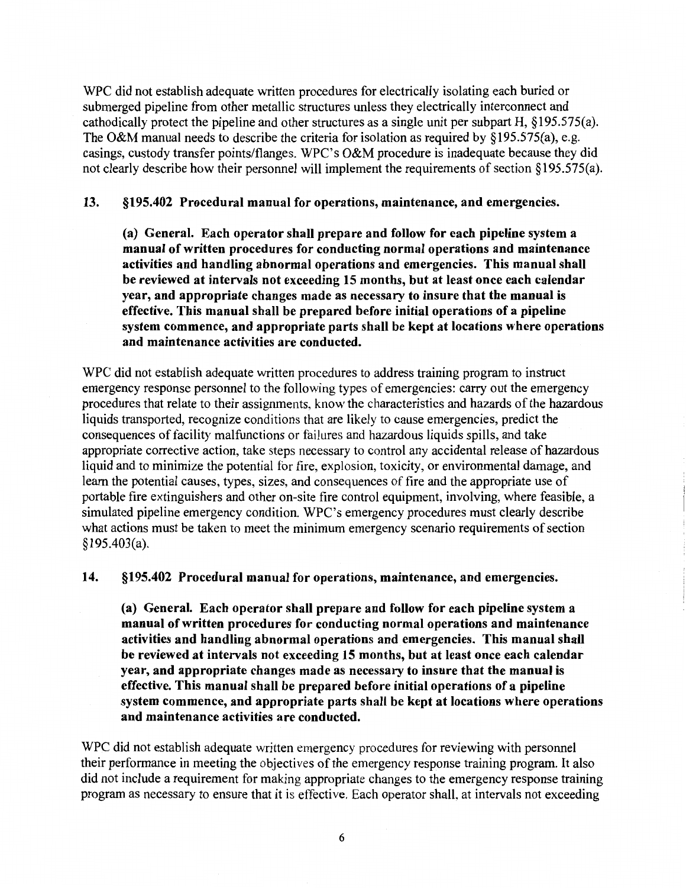WPC did not establish adequate written procedures for electrically isolating each buried or submerged pipeline from other metallic structures unless they electrically interconnect and cathodically protect the pipeline and other structures as a single unit per subpart H, §195.575(a). The O&M manual needs to describe the criteria for isolation as required by §195.575(a), e.g. casings, custody transfer points/flanges. WPC's O&M procedure is inadequate because they did not clearly describe how their personnel will implement the requirements of section §195.575(a).

**13. §195.402 Procedural manual for operations, maintenance, and emergencies.**

> **(a) General. Each operator shall prepare and follow for each pipeline system a manual of written procedures for conducting normal operations and maintenance activities and handling abnormal operations and emergencies. This manual shall be reviewed at intervals not exceeding 15 months, but at least once each calendar year, and appropriate changes made as necessary to insure that the manual is effective. This manual shall be prepared before initial operations of a pipeline system commence, and appropriate parts shall be kept at locations where operations and maintenance activities are conducted.**

WPC did not establish adequate written procedures to address training program to instruct emergency response personnel to the following types of emergencies: carry out the emergency procedures that relate to their assignments, know the characteristics and hazards of the hazardous liquids transported, recognize conditions that are likely to cause emergencies, predict the consequences of facility malfunctions or failures and hazardous liquids spills, and take appropriate corrective action, take steps necessary to control any accidental release of hazardous liquid and to minimize the potential for fire, explosion, toxicity, or environmental damage, and learn the potential causes, types, sizes, and consequences of fire and the appropriate use of portable fire extinguishers and other on-site fire control equipment, involving, where feasible, a simulated pipeline emergency condition. WPC's emergency procedures must clearly describe what actions must be taken to meet the minimum emergency scenario requirements of section §195.403(a).

**14. §195.402 Procedural manual for operations, maintenance, and emergencies.**

> **(a) General. Each operator shall prepare and follow for each pipeline system a manual of written procedures for conducting normal operations and maintenance activities and handling abnormal operations and emergencies. This manual shall be reviewed at intervals not exceeding 15 months, but at least once each calendar year, and appropriate changes made as necessary to insure that the manual is effective. This manual shall be prepared before initial operations of a pipeline system commence, and appropriate parts shall be kept at locations where operations and maintenance activities are conducted.**

WPC did not establish adequate written emergency procedures for reviewing with personnel their performance in meeting the objectives of the emergency response training program. It also did not include a requirement for making appropriate changes to the emergency response training program as necessary to ensure that it is effective. Each operator shall, at intervals not exceeding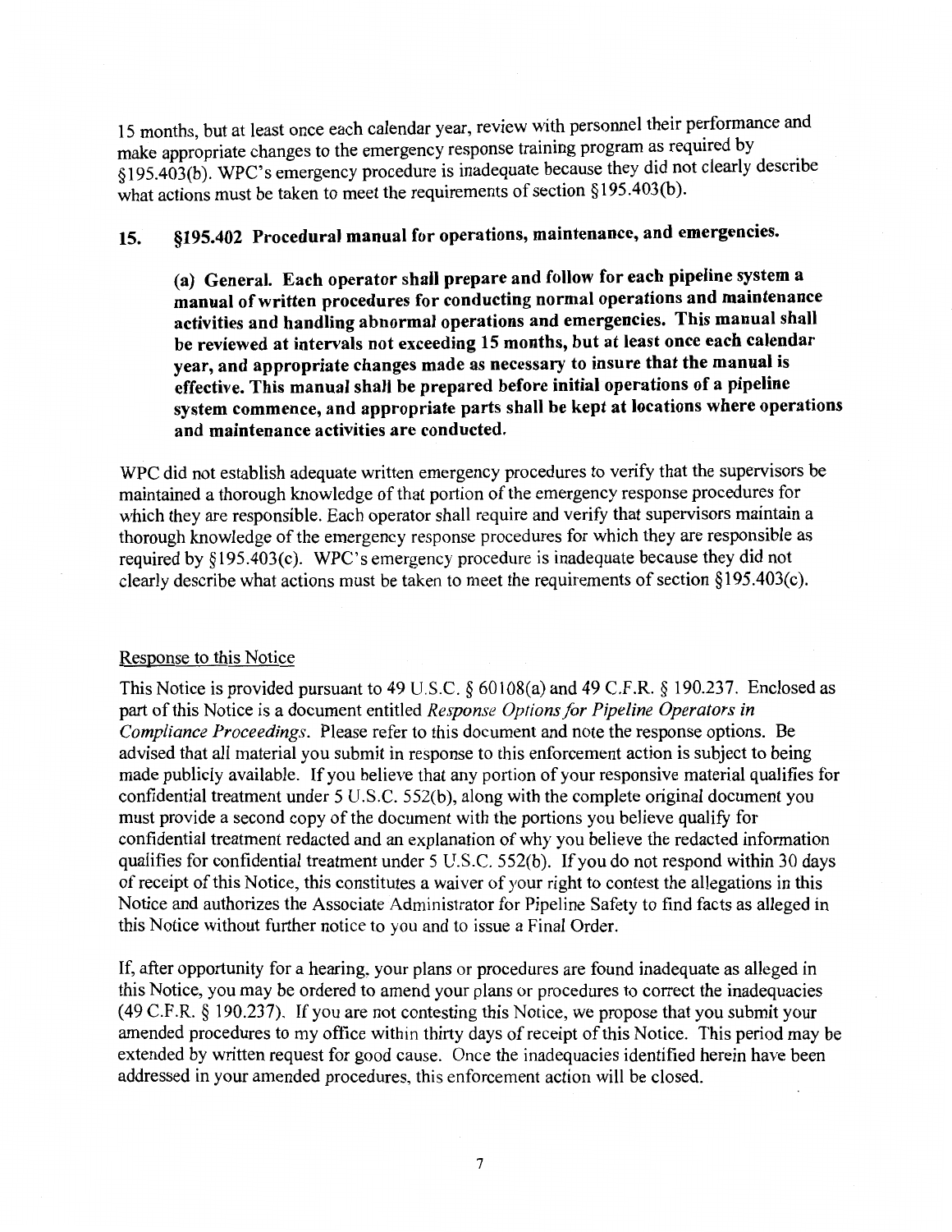15 months, but at least once each calendar year, review with personnel their performance and make appropriate changes to the emergency response training program as required by §195.403(b). WPC's emergency procedure is inadequate because they did not clearly describe what actions must be taken to meet the requirements of section §195.403(b).

## 15. §195.402 Procedural manual for operations, maintenance, and emergencies.

> **(a) General. Each operator shall prepare and follow for each pipeline system a manual of written procedures for conducting normal operations and maintenance activities and handling abnormal operations and emergencies. This manual shall be reviewed at intervals not exceeding 15 months, but at least once each calendar year, and appropriate changes made as necessary to insure that the manual is effective. This manual shall be prepared before initial operations of a pipeline system commence, and appropriate parts shall be kept at locations where operations and maintenance activities are conducted.**

WPC did not establish adequate written emergency procedures to verify that the supervisors be maintained a thorough knowledge of that portion of the emergency response procedures for which they are responsible. Each operator shall require and verify that supervisors maintain a thorough knowledge of the emergency response procedures for which they are responsible as required by §195.403(c). WPC's emergency procedure is inadequate because they did not clearly describe what actions must be taken to meet the requirements of section §195.403(c).

### Response to this Notice

This Notice is provided pursuant to 49 U.S.C. § 60108(a) and 49 C.F.R. § 190.237. Enclosed as part of this Notice is a document entitled *Response Options for Pipeline Operators in Compliance Proceedings*. Please refer to this document and note the response options. Be advised that all material you submit in response to this enforcement action is subject to being made publicly available. If you believe that any portion of your responsive material qualifies for confidential treatment under 5 U.S.C. 552(b), along with the complete original document you must provide a second copy of the document with the portions you believe qualify for confidential treatment redacted and an explanation of why you believe the redacted information qualifies for confidential treatment under 5 U.S.C. 552(b). If you do not respond within 30 days of receipt of this Notice, this constitutes a waiver of your right to contest the allegations in this Notice and authorizes the Associate Administrator for Pipeline Safety to find facts as alleged in this Notice without further notice to you and to issue a Final Order.

If, after opportunity for a hearing, your plans or procedures are found inadequate as alleged in this Notice, you may be ordered to amend your plans or procedures to correct the inadequacies (49 C.F.R. § 190.237). If you are not contesting this Notice, we propose that you submit your amended procedures to my office within thirty days of receipt of this Notice. This period may be extended by written request for good cause. Once the inadequacies identified herein have been addressed in your amended procedures, this enforcement action will be closed.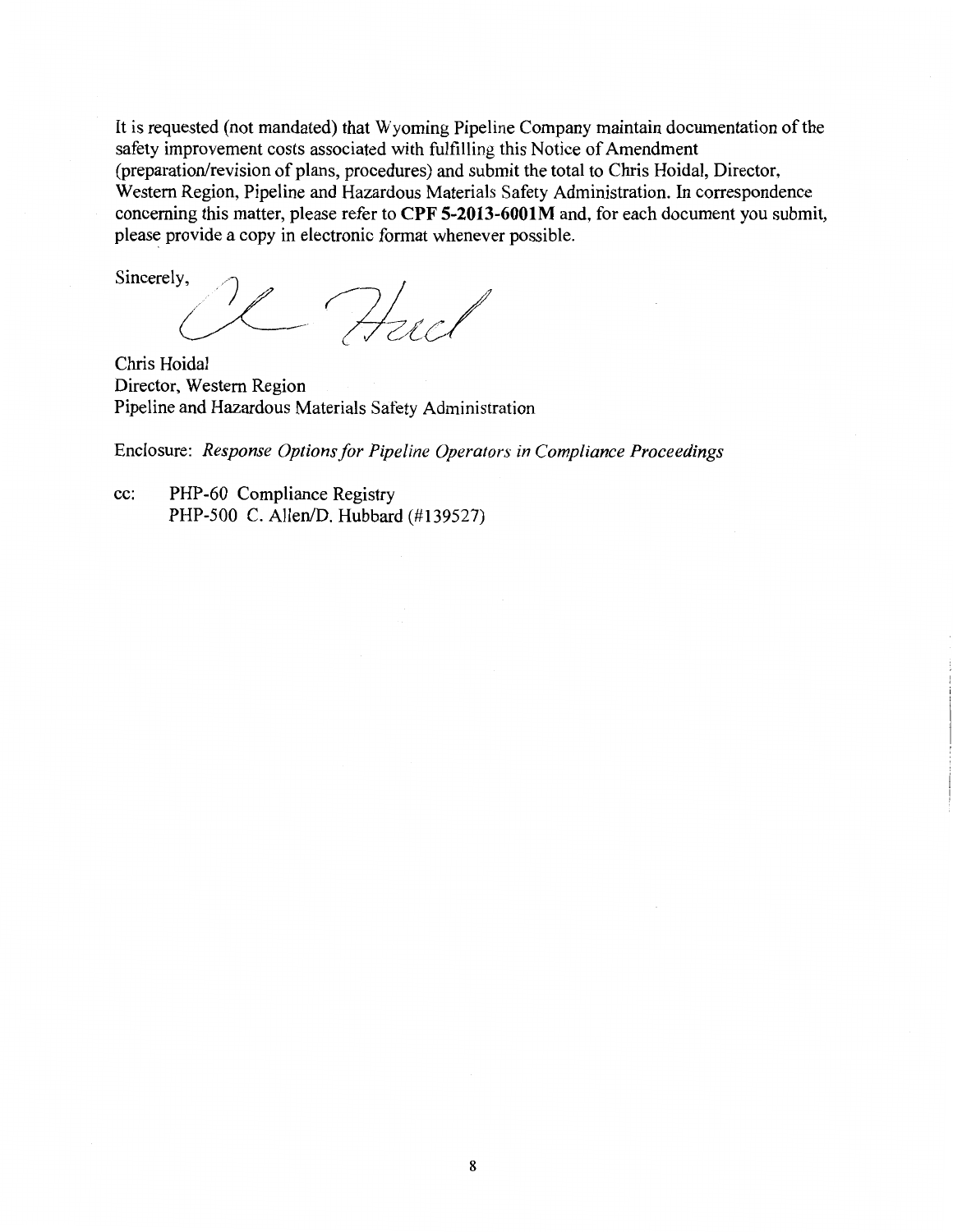It is requested (not mandated) that Wyoming Pipeline Company maintain documentation of the safety improvement costs associated with fulfilling this Notice of Amendment (preparation/revision of plans, procedures) and submit the total to Chris Hoidal, Director, Western Region, Pipeline and Hazardous Materials Safety Administration. In correspondence concerning this matter, please refer to **CPF 5-2013-6001M** and, for each document you submit, please provide a copy in electronic format whenever possible.

Sincerely,

Chris Hoidal
Director, Western Region
Pipeline and Hazardous Materials Safety Administration

Enclosure: *Response Options for Pipeline Operators in Compliance Proceedings*

cc: PHP-60 Compliance Registry
PHP-500 C. Allen/D. Hubbard (#139527)